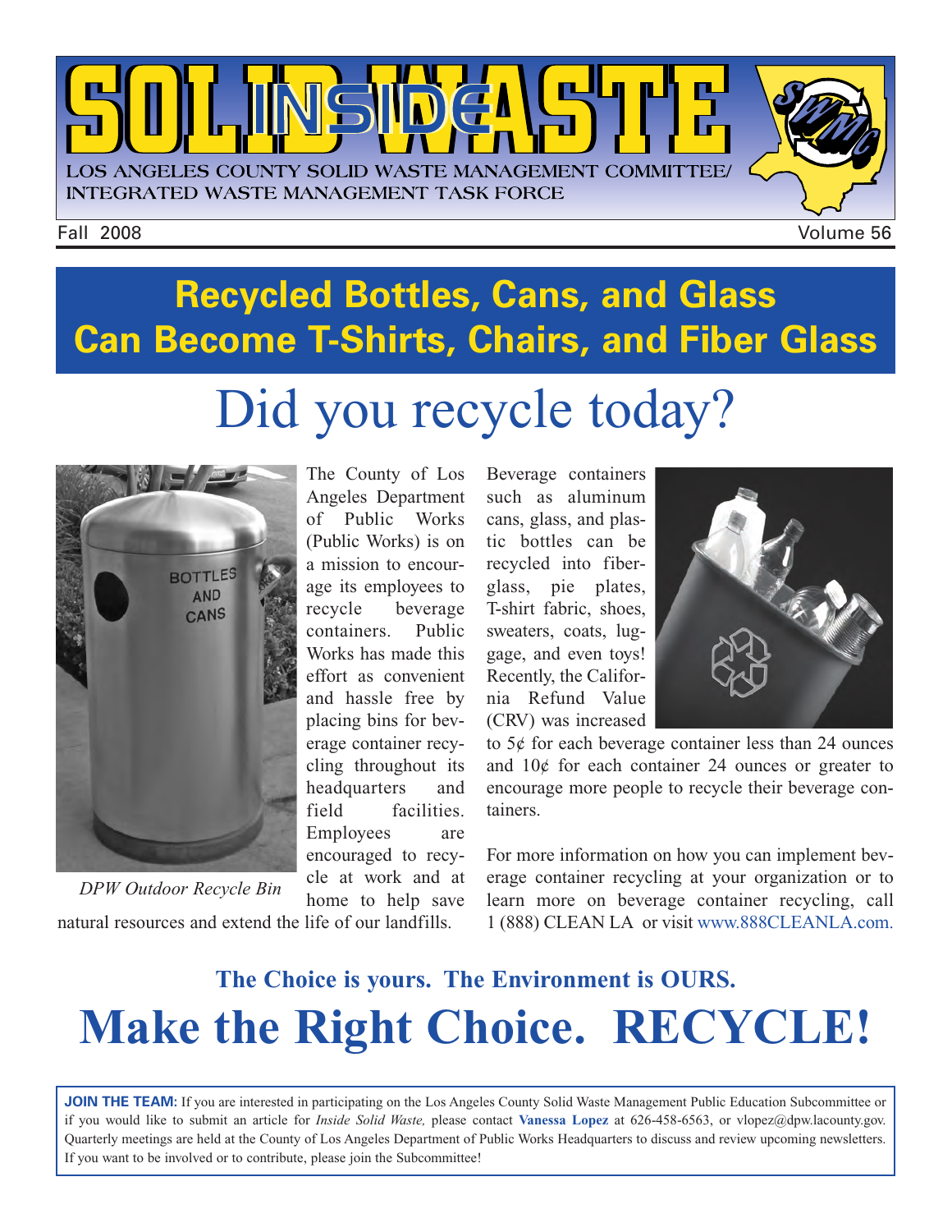# INSIDE SOLID WASTE

LOS ANGELES COUNTY SOLID WASTE MANAGEMENT COMMITTEE/ INTEGRATED WASTE MANAGEMENT TASK FORCE

Fall 2008 Volume 56

## Recycled Bottles, Cans, and Glass Can Become T-Shirts, Chairs, and Fiber Glass

# Did you recycle today?

*DPW Outdoor Recycle Bin*

The County of Los Angeles Department of Public Works (Public Works) is on a mission to encourage its employees to recycle beverage containers. Public Works has made this effort as convenient and hassle free by placing bins for beverage container recycling throughout its headquarters and field facilities. Employees are encouraged to recycle at work and at home to help save natural resources and extend the life of our landfills.

Beverage containers such as aluminum cans, glass, and plastic bottles can be recycled into fiberglass, pie plates, T-shirt fabric, shoes, sweaters, coats, luggage, and even toys! Recently, the California Refund Value (CRV) was increased to 5¢ for each beverage container less than 24 ounces and 10¢ for each container 24 ounces or greater to encourage more people to recycle their beverage containers.

For more information on how you can implement beverage container recycling at your organization or to learn more on beverage container recycling, call 1 (888) CLEAN LA or visit www.888CLEANLA.com.

### The Choice is yours. The Environment is OURS.

## Make the Right Choice. RECYCLE!

**JOIN THE TEAM:** If you are interested in participating on the Los Angeles County Solid Waste Management Public Education Subcommittee or if you would like to submit an article for *Inside Solid Waste,* please contact **Vanessa Lopez** at 626-458-6563, or vlopez@dpw.lacounty.gov. Quarterly meetings are held at the County of Los Angeles Department of Public Works Headquarters to discuss and review upcoming newsletters. If you want to be involved or to contribute, please join the Subcommittee!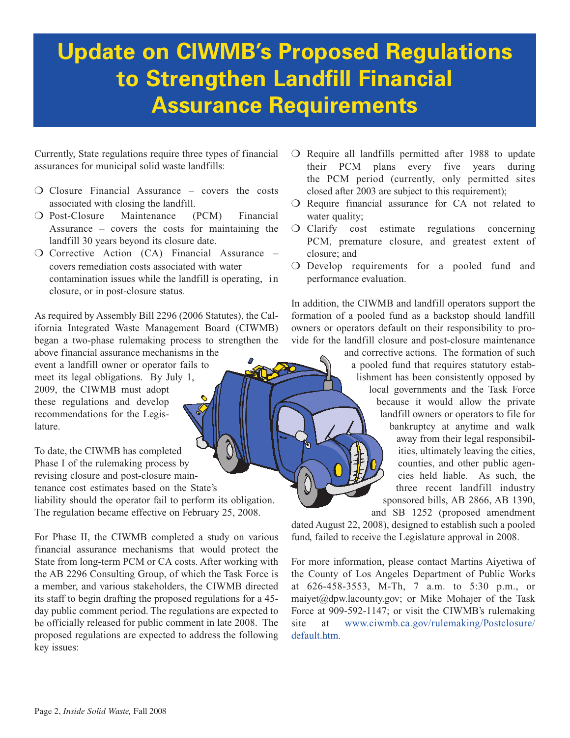# Update on CIWMB's Proposed Regulations to Strengthen Landfill Financial Assurance Requirements

Currently, State regulations require three types of financial assurances for municipal solid waste landfills:

- Closure Financial Assurance – covers the costs associated with closing the landfill.
- Post-Closure Maintenance (PCM) Financial Assurance – covers the costs for maintaining the landfill 30 years beyond its closure date.
- Corrective Action (CA) Financial Assurance – covers remediation costs associated with water contamination issues while the landfill is operating, in closure, or in post-closure status.

As required by Assembly Bill 2296 (2006 Statutes), the California Integrated Waste Management Board (CIWMB) began a two-phase rulemaking process to strengthen the above financial assurance mechanisms in the event a landfill owner or operator fails to meet its legal obligations. By July 1, 2009, the CIWMB must adopt these regulations and develop recommendations for the Legislature.

To date, the CIWMB has completed Phase I of the rulemaking process by revising closure and post-closure maintenance cost estimates based on the State's liability should the operator fail to perform its obligation. The regulation became effective on February 25, 2008.

For Phase II, the CIWMB completed a study on various financial assurance mechanisms that would protect the State from long-term PCM or CA costs. After working with the AB 2296 Consulting Group, of which the Task Force is a member, and various stakeholders, the CIWMB directed its staff to begin drafting the proposed regulations for a 45-day public comment period. The regulations are expected to be officially released for public comment in late 2008. The proposed regulations are expected to address the following key issues:

- Require all landfills permitted after 1988 to update their PCM plans every five years during the PCM period (currently, only permitted sites closed after 2003 are subject to this requirement);
- Require financial assurance for CA not related to water quality;
- Clarify cost estimate regulations concerning PCM, premature closure, and greatest extent of closure; and
- Develop requirements for a pooled fund and performance evaluation.

In addition, the CIWMB and landfill operators support the formation of a pooled fund as a backstop should landfill owners or operators default on their responsibility to provide for the landfill closure and post-closure maintenance and corrective actions. The formation of such a pooled fund that requires statutory establishment has been consistently opposed by local governments and the Task Force because it would allow the private landfill owners or operators to file for bankruptcy at anytime and walk away from their legal responsibilities, ultimately leaving the cities, counties, and other public agencies held liable. As such, the three recent landfill industry sponsored bills, AB 2866, AB 1390, and SB 1252 (proposed amendment dated August 22, 2008), designed to establish such a pooled fund, failed to receive the Legislature approval in 2008.

For more information, please contact Martins Aiyetiwa of the County of Los Angeles Department of Public Works at 626-458-3553, M-Th, 7 a.m. to 5:30 p.m., or maiyet@dpw.lacounty.gov; or Mike Mohajer of the Task Force at 909-592-1147; or visit the CIWMB's rulemaking site at www.ciwmb.ca.gov/rulemaking/Postclosure/default.htm.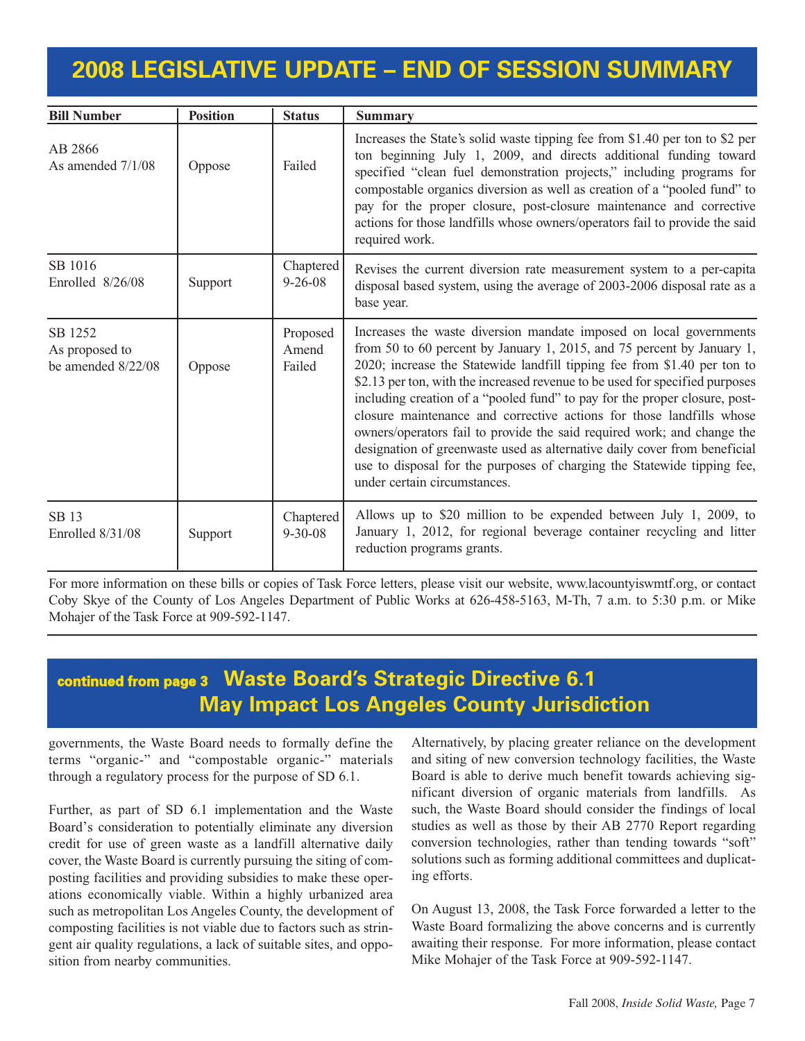# 2008 LEGISLATIVE UPDATE – END OF SESSION SUMMARY

| Bill Number | Position | Status | Summary |
|---|---|---|---|
| AB 2866 As amended 7/1/08 | Oppose | Failed | Increases the State's solid waste tipping fee from $1.40 per ton to $2 per ton beginning July 1, 2009, and directs additional funding toward specified "clean fuel demonstration projects," including programs for compostable organics diversion as well as creation of a "pooled fund" to pay for the proper closure, post-closure maintenance and corrective actions for those landfills whose owners/operators fail to provide the said required work. |
| SB 1016 Enrolled 8/26/08 | Support | Chaptered 9-26-08 | Revises the current diversion rate measurement system to a per-capita disposal based system, using the average of 2003-2006 disposal rate as a base year. |
| SB 1252 As proposed to be amended 8/22/08 | Oppose | Proposed Amend Failed | Increases the waste diversion mandate imposed on local governments from 50 to 60 percent by January 1, 2015, and 75 percent by January 1, 2020; increase the Statewide landfill tipping fee from $1.40 per ton to $2.13 per ton, with the increased revenue to be used for specified purposes including creation of a "pooled fund" to pay for the proper closure, post-closure maintenance and corrective actions for those landfills whose owners/operators fail to provide the said required work; and change the designation of greenwaste used as alternative daily cover from beneficial use to disposal for the purposes of charging the Statewide tipping fee, under certain circumstances. |
| SB 13 Enrolled 8/31/08 | Support | Chaptered 9-30-08 | Allows up to $20 million to be expended between July 1, 2009, to January 1, 2012, for regional beverage container recycling and litter reduction programs grants. |

For more information on these bills or copies of Task Force letters, please visit our website, www.lacountyiswmtf.org, or contact Coby Skye of the County of Los Angeles Department of Public Works at 626-458-5163, M-Th, 7 a.m. to 5:30 p.m. or Mike Mohajer of the Task Force at 909-592-1147.

## continued from page 3 Waste Board's Strategic Directive 6.1 May Impact Los Angeles County Jurisdiction

governments, the Waste Board needs to formally define the terms "organic-" and "compostable organic-" materials through a regulatory process for the purpose of SD 6.1.

Further, as part of SD 6.1 implementation and the Waste Board's consideration to potentially eliminate any diversion credit for use of green waste as a landfill alternative daily cover, the Waste Board is currently pursuing the siting of composting facilities and providing subsidies to make these operations economically viable. Within a highly urbanized area such as metropolitan Los Angeles County, the development of composting facilities is not viable due to factors such as stringent air quality regulations, a lack of suitable sites, and opposition from nearby communities.

Alternatively, by placing greater reliance on the development and siting of new conversion technology facilities, the Waste Board is able to derive much benefit towards achieving significant diversion of organic materials from landfills. As such, the Waste Board should consider the findings of local studies as well as those by their AB 2770 Report regarding conversion technologies, rather than tending towards "soft" solutions such as forming additional committees and duplicating efforts.

On August 13, 2008, the Task Force forwarded a letter to the Waste Board formalizing the above concerns and is currently awaiting their response. For more information, please contact Mike Mohajer of the Task Force at 909-592-1147.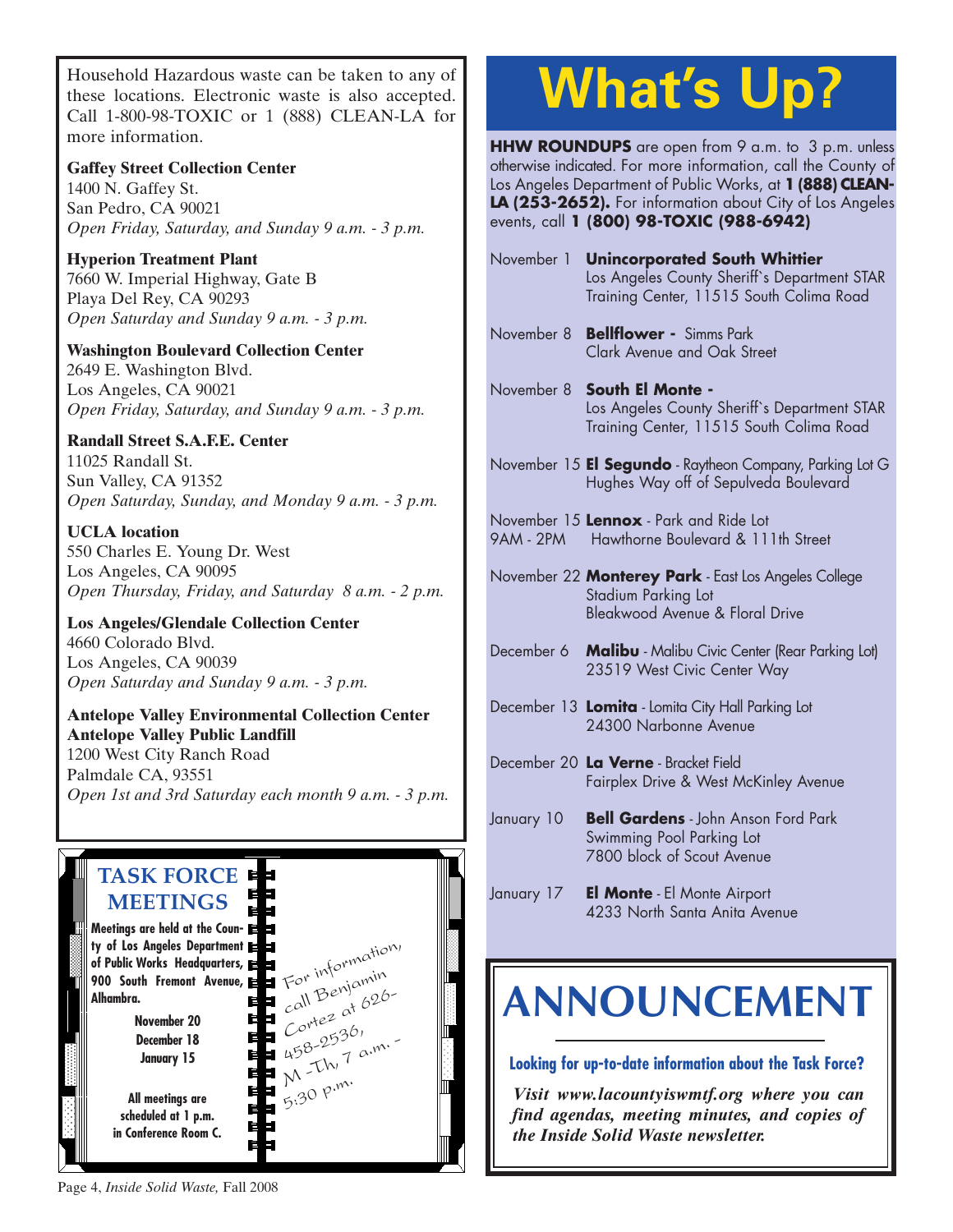Household Hazardous waste can be taken to any of these locations. Electronic waste is also accepted. Call 1-800-98-TOXIC or 1 (888) CLEAN-LA for more information.

**Gaffey Street Collection Center**
1400 N. Gaffey St.
San Pedro, CA 90021
*Open Friday, Saturday, and Sunday 9 a.m. - 3 p.m.*

**Hyperion Treatment Plant**
7660 W. Imperial Highway, Gate B
Playa Del Rey, CA 90293
*Open Saturday and Sunday 9 a.m. - 3 p.m.*

**Washington Boulevard Collection Center**
2649 E. Washington Blvd.
Los Angeles, CA 90021
*Open Friday, Saturday, and Sunday 9 a.m. - 3 p.m.*

**Randall Street S.A.F.E. Center**
11025 Randall St.
Sun Valley, CA 91352
*Open Saturday, Sunday, and Monday 9 a.m. - 3 p.m.*

**UCLA location**
550 Charles E. Young Dr. West
Los Angeles, CA 90095
*Open Thursday, Friday, and Saturday 8 a.m. - 2 p.m.*

**Los Angeles/Glendale Collection Center**
4660 Colorado Blvd.
Los Angeles, CA 90039
*Open Saturday and Sunday 9 a.m. - 3 p.m.*

**Antelope Valley Environmental Collection Center**
**Antelope Valley Public Landfill**
1200 West City Ranch Road
Palmdale CA, 93551
*Open 1st and 3rd Saturday each month 9 a.m. - 3 p.m.*

## TASK FORCE MEETINGS

**Meetings are held at the County of Los Angeles Department of Public Works Headquarters, 900 South Fremont Avenue, Alhambra.**

**November 20**
**December 18**
**January 15**

**All meetings are scheduled at 1 p.m. in Conference Room C.**

For information, call Benjamin Cortez at 626-458-2536, M-Th, 7 a.m. - 5:30 p.m.

# What's Up?

**HHW ROUNDUPS** are open from 9 a.m. to 3 p.m. unless otherwise indicated. For more information, call the County of Los Angeles Department of Public Works, at **1 (888) CLEAN-LA (253-2652).** For information about City of Los Angeles events, call **1 (800) 98-TOXIC (988-6942)**

November 1 **Unincorporated South Whittier**
Los Angeles County Sheriff`s Department STAR Training Center, 11515 South Colima Road

November 8 **Bellflower -** Simms Park
Clark Avenue and Oak Street

November 8 **South El Monte -**
Los Angeles County Sheriff`s Department STAR Training Center, 11515 South Colima Road

November 15 **El Segundo** - Raytheon Company, Parking Lot G
Hughes Way off of Sepulveda Boulevard

November 15 **Lennox** - Park and Ride Lot
9AM - 2PM Hawthorne Boulevard & 111th Street

November 22 **Monterey Park** - East Los Angeles College
Stadium Parking Lot
Bleakwood Avenue & Floral Drive

December 6 **Malibu** - Malibu Civic Center (Rear Parking Lot)
23519 West Civic Center Way

December 13 **Lomita** - Lomita City Hall Parking Lot
24300 Narbonne Avenue

December 20 **La Verne** - Bracket Field
Fairplex Drive & West McKinley Avenue

January 10 **Bell Gardens** - John Anson Ford Park
Swimming Pool Parking Lot
7800 block of Scout Avenue

January 17 **El Monte** - El Monte Airport
4233 North Santa Anita Avenue

# ANNOUNCEMENT

**Looking for up-to-date information about the Task Force?**

***Visit www.lacountyiswmtf.org where you can find agendas, meeting minutes, and copies of the Inside Solid Waste newsletter.***

Page 4, *Inside Solid Waste,* Fall 2008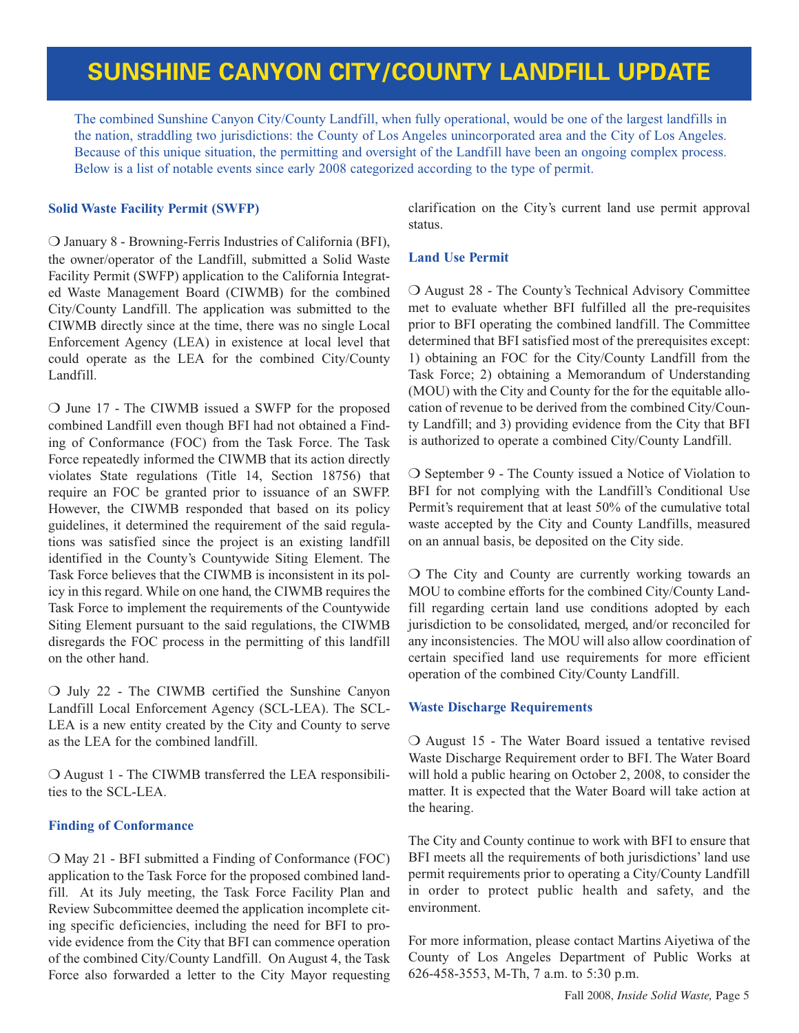# SUNSHINE CANYON CITY/COUNTY LANDFILL UPDATE

The combined Sunshine Canyon City/County Landfill, when fully operational, would be one of the largest landfills in the nation, straddling two jurisdictions: the County of Los Angeles unincorporated area and the City of Los Angeles. Because of this unique situation, the permitting and oversight of the Landfill have been an ongoing complex process. Below is a list of notable events since early 2008 categorized according to the type of permit.

### Solid Waste Facility Permit (SWFP)

❍ January 8 - Browning-Ferris Industries of California (BFI), the owner/operator of the Landfill, submitted a Solid Waste Facility Permit (SWFP) application to the California Integrated Waste Management Board (CIWMB) for the combined City/County Landfill. The application was submitted to the CIWMB directly since at the time, there was no single Local Enforcement Agency (LEA) in existence at local level that could operate as the LEA for the combined City/County Landfill.

❍ June 17 - The CIWMB issued a SWFP for the proposed combined Landfill even though BFI had not obtained a Finding of Conformance (FOC) from the Task Force. The Task Force repeatedly informed the CIWMB that its action directly violates State regulations (Title 14, Section 18756) that require an FOC be granted prior to issuance of an SWFP. However, the CIWMB responded that based on its policy guidelines, it determined the requirement of the said regulations was satisfied since the project is an existing landfill identified in the County's Countywide Siting Element. The Task Force believes that the CIWMB is inconsistent in its policy in this regard. While on one hand, the CIWMB requires the Task Force to implement the requirements of the Countywide Siting Element pursuant to the said regulations, the CIWMB disregards the FOC process in the permitting of this landfill on the other hand.

❍ July 22 - The CIWMB certified the Sunshine Canyon Landfill Local Enforcement Agency (SCL-LEA). The SCL-LEA is a new entity created by the City and County to serve as the LEA for the combined landfill.

❍ August 1 - The CIWMB transferred the LEA responsibilities to the SCL-LEA.

### Finding of Conformance

❍ May 21 - BFI submitted a Finding of Conformance (FOC) application to the Task Force for the proposed combined landfill. At its July meeting, the Task Force Facility Plan and Review Subcommittee deemed the application incomplete citing specific deficiencies, including the need for BFI to provide evidence from the City that BFI can commence operation of the combined City/County Landfill. On August 4, the Task Force also forwarded a letter to the City Mayor requesting clarification on the City's current land use permit approval status.

### Land Use Permit

❍ August 28 - The County's Technical Advisory Committee met to evaluate whether BFI fulfilled all the pre-requisites prior to BFI operating the combined landfill. The Committee determined that BFI satisfied most of the prerequisites except: 1) obtaining an FOC for the City/County Landfill from the Task Force; 2) obtaining a Memorandum of Understanding (MOU) with the City and County for the for the equitable allocation of revenue to be derived from the combined City/County Landfill; and 3) providing evidence from the City that BFI is authorized to operate a combined City/County Landfill.

❍ September 9 - The County issued a Notice of Violation to BFI for not complying with the Landfill's Conditional Use Permit's requirement that at least 50% of the cumulative total waste accepted by the City and County Landfills, measured on an annual basis, be deposited on the City side.

❍ The City and County are currently working towards an MOU to combine efforts for the combined City/County Landfill regarding certain land use conditions adopted by each jurisdiction to be consolidated, merged, and/or reconciled for any inconsistencies. The MOU will also allow coordination of certain specified land use requirements for more efficient operation of the combined City/County Landfill.

### Waste Discharge Requirements

❍ August 15 - The Water Board issued a tentative revised Waste Discharge Requirement order to BFI. The Water Board will hold a public hearing on October 2, 2008, to consider the matter. It is expected that the Water Board will take action at the hearing.

The City and County continue to work with BFI to ensure that BFI meets all the requirements of both jurisdictions' land use permit requirements prior to operating a City/County Landfill in order to protect public health and safety, and the environment.

For more information, please contact Martins Aiyetiwa of the County of Los Angeles Department of Public Works at 626-458-3553, M-Th, 7 a.m. to 5:30 p.m.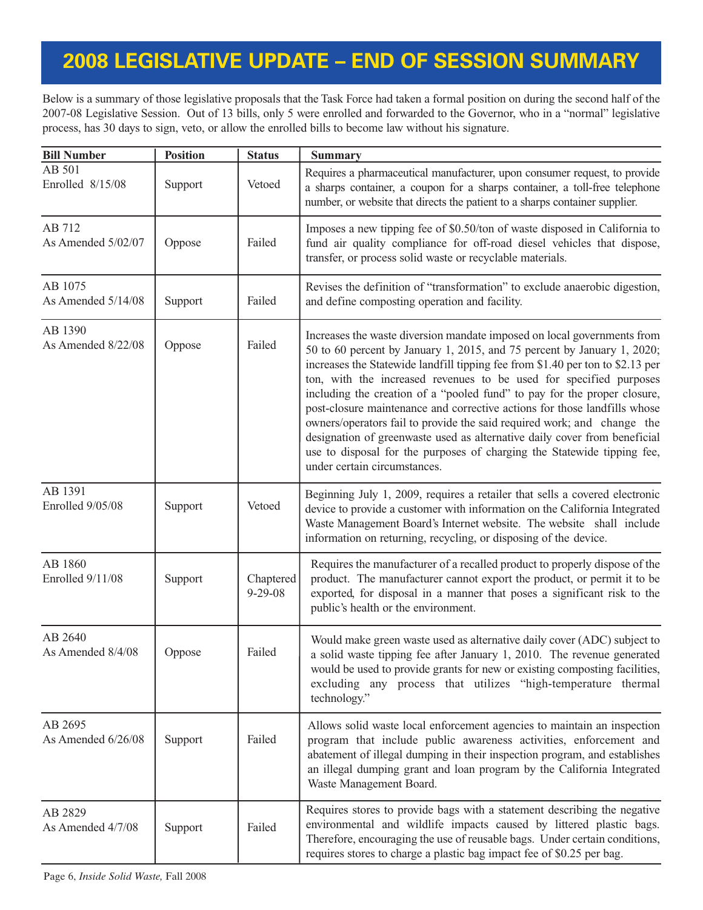# 2008 LEGISLATIVE UPDATE – END OF SESSION SUMMARY

Below is a summary of those legislative proposals that the Task Force had taken a formal position on during the second half of the 2007-08 Legislative Session. Out of 13 bills, only 5 were enrolled and forwarded to the Governor, who in a "normal" legislative process, has 30 days to sign, veto, or allow the enrolled bills to become law without his signature.

| Bill Number | Position | Status | Summary |
|---|---|---|---|
| AB 501<br>Enrolled 8/15/08 | Support | Vetoed | Requires a pharmaceutical manufacturer, upon consumer request, to provide a sharps container, a coupon for a sharps container, a toll-free telephone number, or website that directs the patient to a sharps container supplier. |
| AB 712<br>As Amended 5/02/07 | Oppose | Failed | Imposes a new tipping fee of $0.50/ton of waste disposed in California to fund air quality compliance for off-road diesel vehicles that dispose, transfer, or process solid waste or recyclable materials. |
| AB 1075<br>As Amended 5/14/08 | Support | Failed | Revises the definition of "transformation" to exclude anaerobic digestion, and define composting operation and facility. |
| AB 1390<br>As Amended 8/22/08 | Oppose | Failed | Increases the waste diversion mandate imposed on local governments from 50 to 60 percent by January 1, 2015, and 75 percent by January 1, 2020; increases the Statewide landfill tipping fee from $1.40 per ton to $2.13 per ton, with the increased revenues to be used for specified purposes including the creation of a "pooled fund" to pay for the proper closure, post-closure maintenance and corrective actions for those landfills whose owners/operators fail to provide the said required work; and change the designation of greenwaste used as alternative daily cover from beneficial use to disposal for the purposes of charging the Statewide tipping fee, under certain circumstances. |
| AB 1391<br>Enrolled 9/05/08 | Support | Vetoed | Beginning July 1, 2009, requires a retailer that sells a covered electronic device to provide a customer with information on the California Integrated Waste Management Board's Internet website. The website shall include information on returning, recycling, or disposing of the device. |
| AB 1860<br>Enrolled 9/11/08 | Support | Chaptered 9-29-08 | Requires the manufacturer of a recalled product to properly dispose of the product. The manufacturer cannot export the product, or permit it to be exported, for disposal in a manner that poses a significant risk to the public's health or the environment. |
| AB 2640<br>As Amended 8/4/08 | Oppose | Failed | Would make green waste used as alternative daily cover (ADC) subject to a solid waste tipping fee after January 1, 2010. The revenue generated would be used to provide grants for new or existing composting facilities, excluding any process that utilizes "high-temperature thermal technology." |
| AB 2695<br>As Amended 6/26/08 | Support | Failed | Allows solid waste local enforcement agencies to maintain an inspection program that include public awareness activities, enforcement and abatement of illegal dumping in their inspection program, and establishes an illegal dumping grant and loan program by the California Integrated Waste Management Board. |
| AB 2829<br>As Amended 4/7/08 | Support | Failed | Requires stores to provide bags with a statement describing the negative environmental and wildlife impacts caused by littered plastic bags. Therefore, encouraging the use of reusable bags. Under certain conditions, requires stores to charge a plastic bag impact fee of $0.25 per bag. |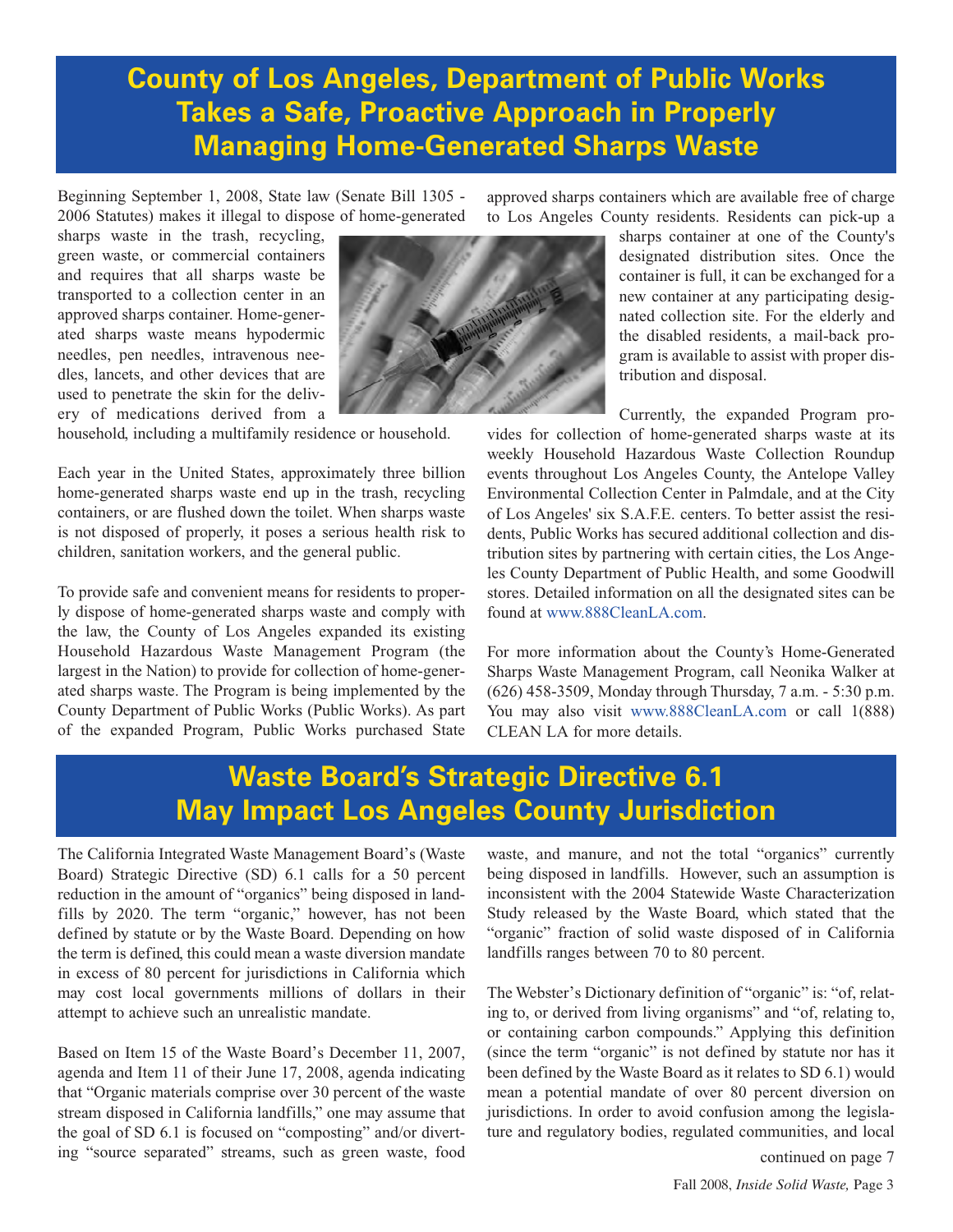# County of Los Angeles, Department of Public Works Takes a Safe, Proactive Approach in Properly Managing Home-Generated Sharps Waste

Beginning September 1, 2008, State law (Senate Bill 1305 - 2006 Statutes) makes it illegal to dispose of home-generated sharps waste in the trash, recycling, green waste, or commercial containers and requires that all sharps waste be transported to a collection center in an approved sharps container. Home-generated sharps waste means hypodermic needles, pen needles, intravenous needles, lancets, and other devices that are used to penetrate the skin for the delivery of medications derived from a household, including a multifamily residence or household.

Each year in the United States, approximately three billion home-generated sharps waste end up in the trash, recycling containers, or are flushed down the toilet. When sharps waste is not disposed of properly, it poses a serious health risk to children, sanitation workers, and the general public.

To provide safe and convenient means for residents to properly dispose of home-generated sharps waste and comply with the law, the County of Los Angeles expanded its existing Household Hazardous Waste Management Program (the largest in the Nation) to provide for collection of home-generated sharps waste. The Program is being implemented by the County Department of Public Works (Public Works). As part of the expanded Program, Public Works purchased State approved sharps containers which are available free of charge to Los Angeles County residents. Residents can pick-up a sharps container at one of the County's designated distribution sites. Once the container is full, it can be exchanged for a new container at any participating designated collection site. For the elderly and the disabled residents, a mail-back program is available to assist with proper distribution and disposal.

Currently, the expanded Program provides for collection of home-generated sharps waste at its weekly Household Hazardous Waste Collection Roundup events throughout Los Angeles County, the Antelope Valley Environmental Collection Center in Palmdale, and at the City of Los Angeles' six S.A.F.E. centers. To better assist the residents, Public Works has secured additional collection and distribution sites by partnering with certain cities, the Los Angeles County Department of Public Health, and some Goodwill stores. Detailed information on all the designated sites can be found at www.888CleanLA.com.

For more information about the County's Home-Generated Sharps Waste Management Program, call Neonika Walker at (626) 458-3509, Monday through Thursday, 7 a.m. - 5:30 p.m. You may also visit www.888CleanLA.com or call 1(888) CLEAN LA for more details.

# Waste Board's Strategic Directive 6.1 May Impact Los Angeles County Jurisdiction

The California Integrated Waste Management Board's (Waste Board) Strategic Directive (SD) 6.1 calls for a 50 percent reduction in the amount of "organics" being disposed in landfills by 2020. The term "organic," however, has not been defined by statute or by the Waste Board. Depending on how the term is defined, this could mean a waste diversion mandate in excess of 80 percent for jurisdictions in California which may cost local governments millions of dollars in their attempt to achieve such an unrealistic mandate.

Based on Item 15 of the Waste Board's December 11, 2007, agenda and Item 11 of their June 17, 2008, agenda indicating that "Organic materials comprise over 30 percent of the waste stream disposed in California landfills," one may assume that the goal of SD 6.1 is focused on "composting" and/or diverting "source separated" streams, such as green waste, food waste, and manure, and not the total "organics" currently being disposed in landfills. However, such an assumption is inconsistent with the 2004 Statewide Waste Characterization Study released by the Waste Board, which stated that the "organic" fraction of solid waste disposed of in California landfills ranges between 70 to 80 percent.

The Webster's Dictionary definition of "organic" is: "of, relating to, or derived from living organisms" and "of, relating to, or containing carbon compounds." Applying this definition (since the term "organic" is not defined by statute nor has it been defined by the Waste Board as it relates to SD 6.1) would mean a potential mandate of over 80 percent diversion on jurisdictions. In order to avoid confusion among the legislature and regulatory bodies, regulated communities, and local

continued on page 7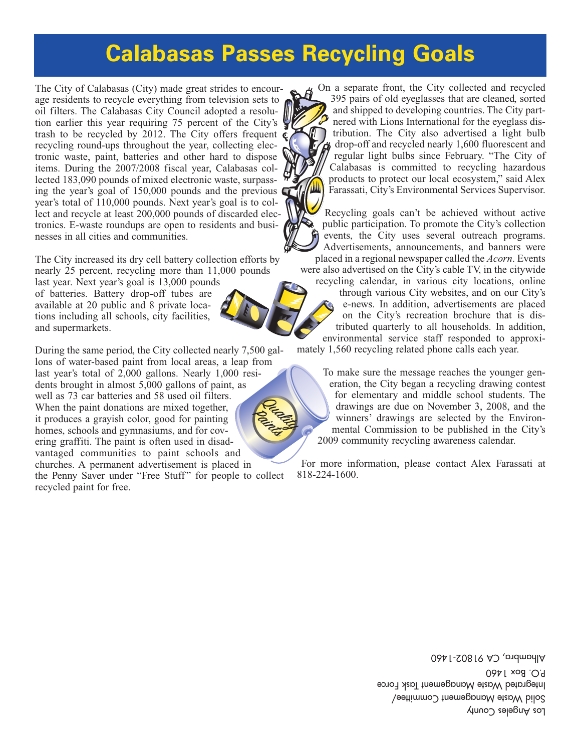# Calabasas Passes Recycling Goals

The City of Calabasas (City) made great strides to encourage residents to recycle everything from television sets to oil filters. The Calabasas City Council adopted a resolution earlier this year requiring 75 percent of the City's trash to be recycled by 2012. The City offers frequent recycling round-ups throughout the year, collecting electronic waste, paint, batteries and other hard to dispose items. During the 2007/2008 fiscal year, Calabasas collected 183,090 pounds of mixed electronic waste, surpassing the year's goal of 150,000 pounds and the previous year's total of 110,000 pounds. Next year's goal is to collect and recycle at least 200,000 pounds of discarded electronics. E-waste roundups are open to residents and businesses in all cities and communities.

The City increased its dry cell battery collection efforts by nearly 25 percent, recycling more than 11,000 pounds last year. Next year's goal is 13,000 pounds of batteries. Battery drop-off tubes are available at 20 public and 8 private locations including all schools, city facilities, and supermarkets.

During the same period, the City collected nearly 7,500 gallons of water-based paint from local areas, a leap from last year's total of 2,000 gallons. Nearly 1,000 residents brought in almost 5,000 gallons of paint, as well as 73 car batteries and 58 used oil filters. When the paint donations are mixed together, it produces a grayish color, good for painting homes, schools and gymnasiums, and for covering graffiti. The paint is often used in disadvantaged communities to paint schools and churches. A permanent advertisement is placed in the Penny Saver under "Free Stuff" for people to collect recycled paint for free.

On a separate front, the City collected and recycled 395 pairs of old eyeglasses that are cleaned, sorted and shipped to developing countries. The City partnered with Lions International for the eyeglass distribution. The City also advertised a light bulb drop-off and recycled nearly 1,600 fluorescent and regular light bulbs since February. "The City of Calabasas is committed to recycling hazardous products to protect our local ecosystem," said Alex Farassati, City's Environmental Services Supervisor.

Recycling goals can't be achieved without active public participation. To promote the City's collection events, the City uses several outreach programs. Advertisements, announcements, and banners were placed in a regional newspaper called the *Acorn*. Events were also advertised on the City's cable TV, in the citywide recycling calendar, in various city locations, online through various City websites, and on our City's e-news. In addition, advertisements are placed on the City's recreation brochure that is distributed quarterly to all households. In addition, environmental service staff responded to approximately 1,560 recycling related phone calls each year.

To make sure the message reaches the younger generation, the City began a recycling drawing contest for elementary and middle school students. The drawings are due on November 3, 2008, and the winners' drawings are selected by the Environmental Commission to be published in the City's 2009 community recycling awareness calendar.

For more information, please contact Alex Farassati at 818-224-1600.

Los Angeles County
Solid Waste Management Committee/
Integrated Waste Management Task Force
P.O. Box 1460
Alhambra, CA 91802-1460